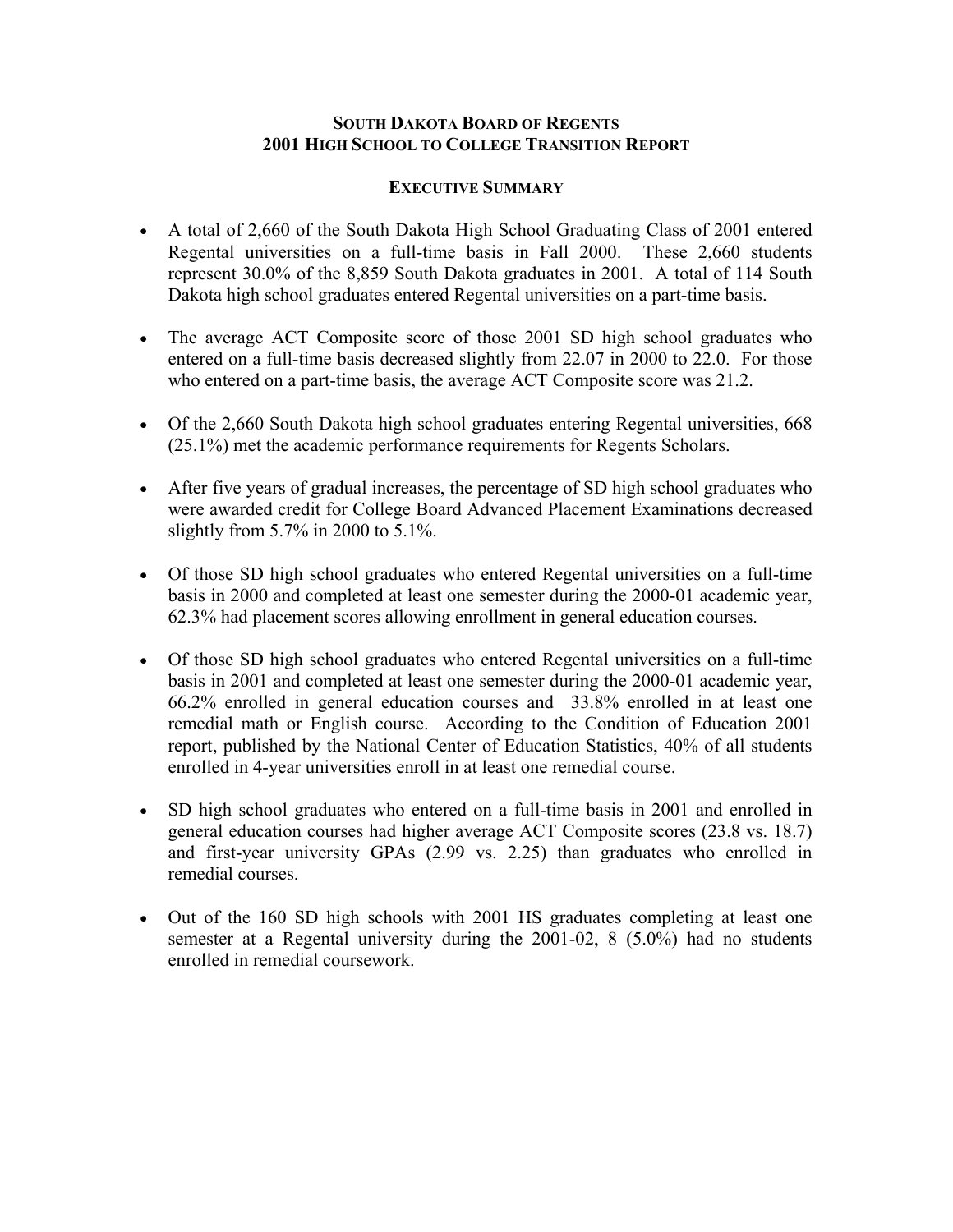# South Dakota Board of Regents
# 2001 High School to College Transition Report

## Executive Summary

- A total of 2,660 of the South Dakota High School Graduating Class of 2001 entered Regental universities on a full-time basis in Fall 2000. These 2,660 students represent 30.0% of the 8,859 South Dakota graduates in 2001. A total of 114 South Dakota high school graduates entered Regental universities on a part-time basis.

- The average ACT Composite score of those 2001 SD high school graduates who entered on a full-time basis decreased slightly from 22.07 in 2000 to 22.0. For those who entered on a part-time basis, the average ACT Composite score was 21.2.

- Of the 2,660 South Dakota high school graduates entering Regental universities, 668 (25.1%) met the academic performance requirements for Regents Scholars.

- After five years of gradual increases, the percentage of SD high school graduates who were awarded credit for College Board Advanced Placement Examinations decreased slightly from 5.7% in 2000 to 5.1%.

- Of those SD high school graduates who entered Regental universities on a full-time basis in 2000 and completed at least one semester during the 2000-01 academic year, 62.3% had placement scores allowing enrollment in general education courses.

- Of those SD high school graduates who entered Regental universities on a full-time basis in 2001 and completed at least one semester during the 2000-01 academic year, 66.2% enrolled in general education courses and 33.8% enrolled in at least one remedial math or English course. According to the Condition of Education 2001 report, published by the National Center of Education Statistics, 40% of all students enrolled in 4-year universities enroll in at least one remedial course.

- SD high school graduates who entered on a full-time basis in 2001 and enrolled in general education courses had higher average ACT Composite scores (23.8 vs. 18.7) and first-year university GPAs (2.99 vs. 2.25) than graduates who enrolled in remedial courses.

- Out of the 160 SD high schools with 2001 HS graduates completing at least one semester at a Regental university during the 2001-02, 8 (5.0%) had no students enrolled in remedial coursework.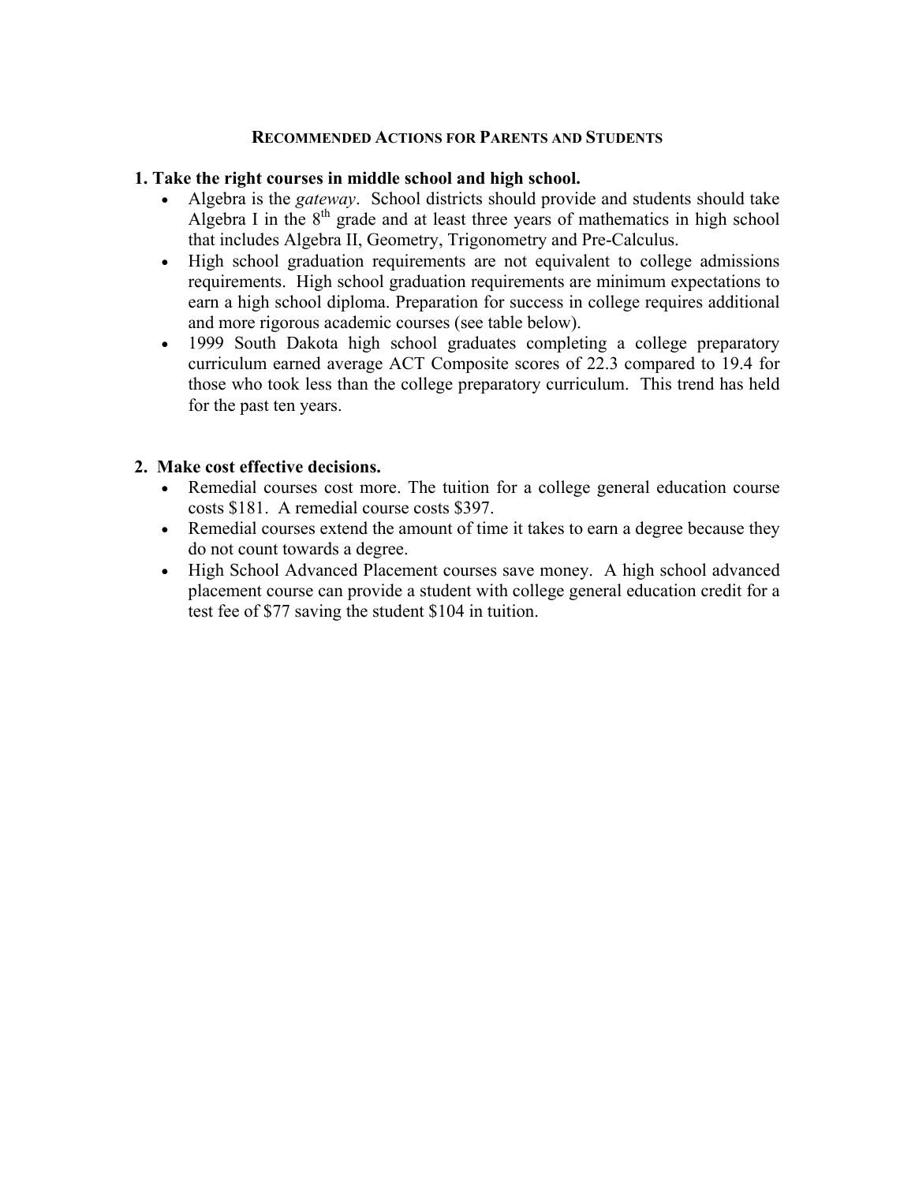## Recommended Actions for Parents and Students

**1. Take the right courses in middle school and high school.**

- Algebra is the *gateway*. School districts should provide and students should take Algebra I in the 8th grade and at least three years of mathematics in high school that includes Algebra II, Geometry, Trigonometry and Pre-Calculus.
- High school graduation requirements are not equivalent to college admissions requirements. High school graduation requirements are minimum expectations to earn a high school diploma. Preparation for success in college requires additional and more rigorous academic courses (see table below).
- 1999 South Dakota high school graduates completing a college preparatory curriculum earned average ACT Composite scores of 22.3 compared to 19.4 for those who took less than the college preparatory curriculum. This trend has held for the past ten years.

**2. Make cost effective decisions.**

- Remedial courses cost more. The tuition for a college general education course costs $181. A remedial course costs $397.
- Remedial courses extend the amount of time it takes to earn a degree because they do not count towards a degree.
- High School Advanced Placement courses save money. A high school advanced placement course can provide a student with college general education credit for a test fee of $77 saving the student $104 in tuition.